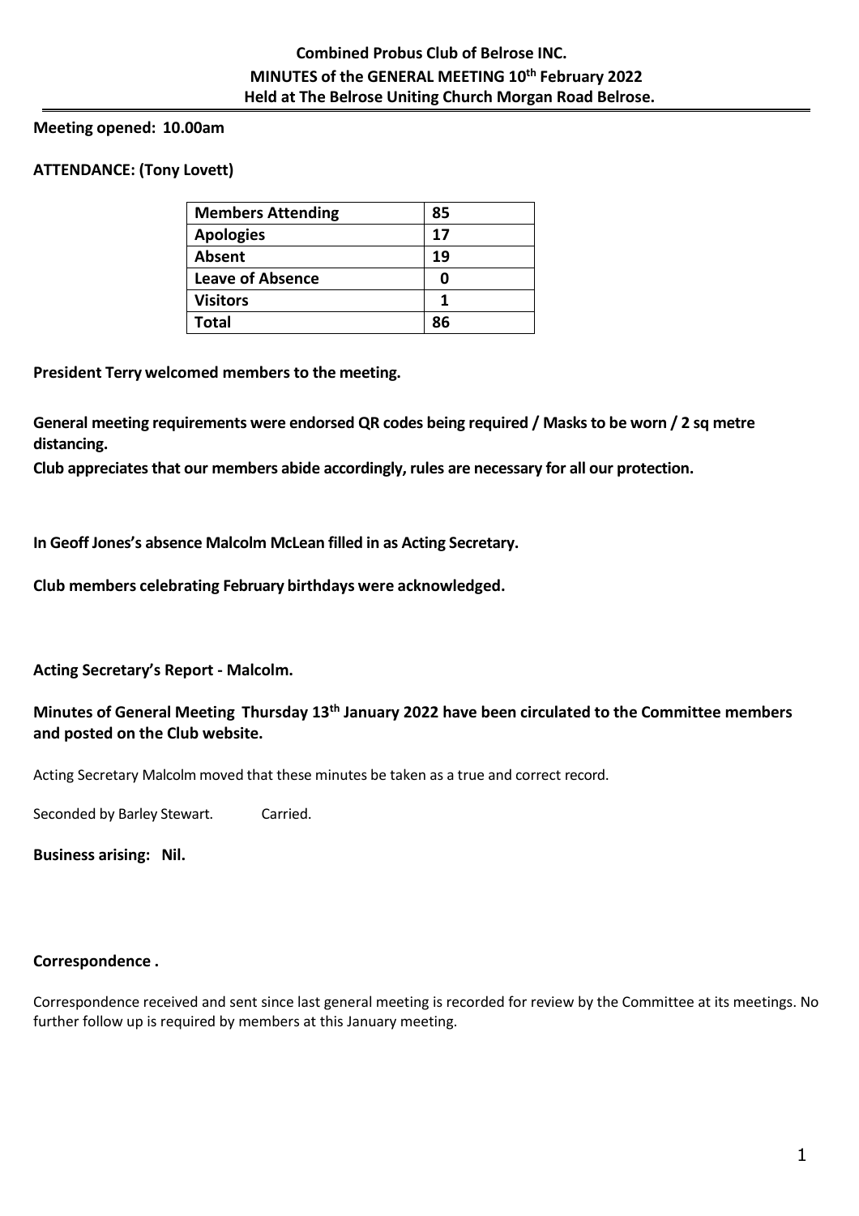**Combined Probus Club of Belrose INC.**
**MINUTES of the GENERAL MEETING 10th February 2022**
**Held at The Belrose Uniting Church Morgan Road Belrose.**

**Meeting opened: 10.00am**

**ATTENDANCE: (Tony Lovett)**

| **Members Attending** | **85** |
|---|---|
| **Apologies** | **17** |
| **Absent** | **19** |
| **Leave of Absence** | **0** |
| **Visitors** | **1** |
| **Total** | **86** |

**President Terry welcomed members to the meeting.**

**General meeting requirements were endorsed QR codes being required / Masks to be worn / 2 sq metre distancing.**
**Club appreciates that our members abide accordingly, rules are necessary for all our protection.**

**In Geoff Jones's absence Malcolm McLean filled in as Acting Secretary.**

**Club members celebrating February birthdays were acknowledged.**

**Acting Secretary's Report - Malcolm.**

**Minutes of General Meeting Thursday 13th January 2022 have been circulated to the Committee members and posted on the Club website.**

Acting Secretary Malcolm moved that these minutes be taken as a true and correct record.

Seconded by Barley Stewart. Carried.

**Business arising: Nil.**

**Correspondence .**

Correspondence received and sent since last general meeting is recorded for review by the Committee at its meetings. No further follow up is required by members at this January meeting.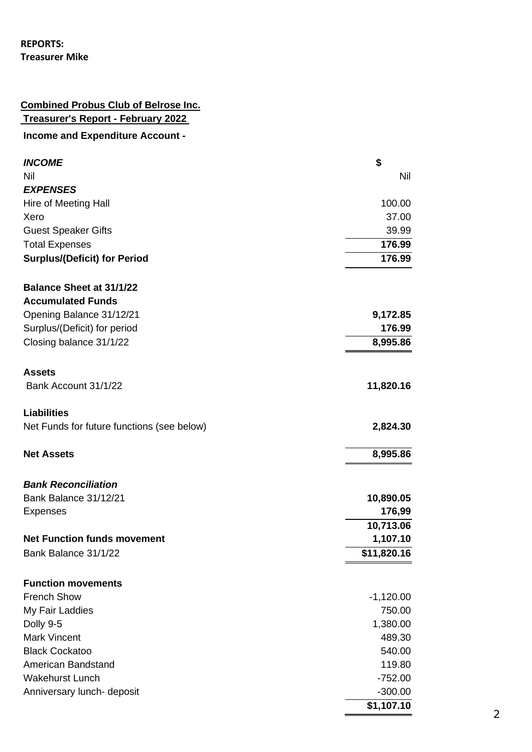**REPORTS:**
**Treasurer Mike**

**Combined Probus Club of Belrose Inc.**
**Treasurer's Report - February 2022**

**Income and Expenditure Account -**

| | |
|---|---|
| ***INCOME*** | **$** |
| Nil | Nil |
| ***EXPENSES*** | |
| Hire of Meeting Hall | 100.00 |
| Xero | 37.00 |
| Guest Speaker Gifts | 39.99 |
| Total Expenses | **176.99** |
| **Surplus/(Deficit) for Period** | **176.99** |
| | |
| **Balance Sheet at 31/1/22** | |
| **Accumulated Funds** | |
| Opening Balance 31/12/21 | **9,172.85** |
| Surplus/(Deficit) for period | **176.99** |
| Closing balance 31/1/22 | **8,995.86** |
| | |
| **Assets** | |
| Bank Account 31/1/22 | **11,820.16** |
| | |
| **Liabilities** | |
| Net Funds for future functions (see below) | **2,824.30** |
| | |
| **Net Assets** | **8,995.86** |
| | |
| ***Bank Reconciliation*** | |
| Bank Balance 31/12/21 | **10,890.05** |
| Expenses | **176,99** |
| | **10,713.06** |
| **Net Function funds movement** | **1,107.10** |
| Bank Balance 31/1/22 | **$11,820.16** |
| | |
| **Function movements** | |
| French Show | -1,120.00 |
| My Fair Laddies | 750.00 |
| Dolly 9-5 | 1,380.00 |
| Mark Vincent | 489.30 |
| Black Cockatoo | 540.00 |
| American Bandstand | 119.80 |
| Wakehurst Lunch | -752.00 |
| Anniversary lunch- deposit | -300.00 |
| | **$1,107.10** |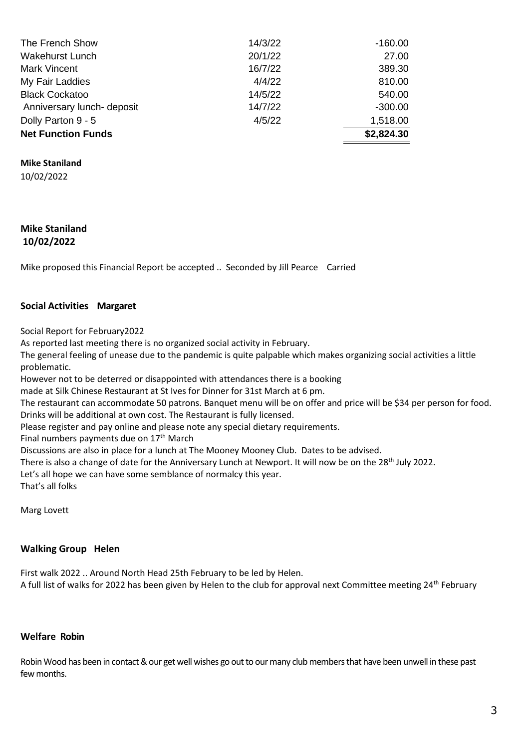| | | |
|---|---|---|
| The French Show | 14/3/22 | -160.00 |
| Wakehurst Lunch | 20/1/22 | 27.00 |
| Mark Vincent | 16/7/22 | 389.30 |
| My Fair Laddies | 4/4/22 | 810.00 |
| Black Cockatoo | 14/5/22 | 540.00 |
| Anniversary lunch- deposit | 14/7/22 | -300.00 |
| Dolly Parton 9 - 5 | 4/5/22 | 1,518.00 |
| **Net Function Funds** | | **$2,824.30** |

**Mike Staniland**
10/02/2022

**Mike Staniland**
**10/02/2022**

Mike proposed this Financial Report be accepted .. Seconded by Jill Pearce Carried

### Social Activities Margaret

Social Report for February2022
As reported last meeting there is no organized social activity in February.
The general feeling of unease due to the pandemic is quite palpable which makes organizing social activities a little problematic.
However not to be deterred or disappointed with attendances there is a booking
made at Silk Chinese Restaurant at St Ives for Dinner for 31st March at 6 pm.
The restaurant can accommodate 50 patrons. Banquet menu will be on offer and price will be $34 per person for food. Drinks will be additional at own cost. The Restaurant is fully licensed.
Please register and pay online and please note any special dietary requirements.
Final numbers payments due on 17th March
Discussions are also in place for a lunch at The Mooney Mooney Club. Dates to be advised.
There is also a change of date for the Anniversary Lunch at Newport. It will now be on the 28th July 2022.
Let's all hope we can have some semblance of normalcy this year.
That's all folks

Marg Lovett

### Walking Group Helen

First walk 2022 .. Around North Head 25th February to be led by Helen.
A full list of walks for 2022 has been given by Helen to the club for approval next Committee meeting 24th February

### Welfare Robin

Robin Wood has been in contact & our get well wishes go out to our many club members that have been unwell in these past few months.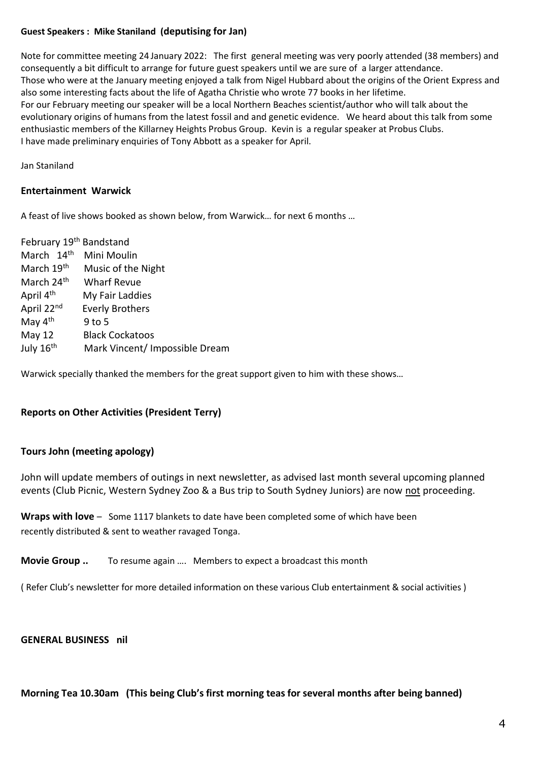**Guest Speakers : Mike Staniland (deputising for Jan)**

Note for committee meeting 24 January 2022: The first general meeting was very poorly attended (38 members) and consequently a bit difficult to arrange for future guest speakers until we are sure of a larger attendance.
Those who were at the January meeting enjoyed a talk from Nigel Hubbard about the origins of the Orient Express and also some interesting facts about the life of Agatha Christie who wrote 77 books in her lifetime.
For our February meeting our speaker will be a local Northern Beaches scientist/author who will talk about the evolutionary origins of humans from the latest fossil and and genetic evidence. We heard about this talk from some enthusiastic members of the Killarney Heights Probus Group. Kevin is a regular speaker at Probus Clubs.
I have made preliminary enquiries of Tony Abbott as a speaker for April.

Jan Staniland

**Entertainment Warwick**

A feast of live shows booked as shown below, from Warwick… for next 6 months …

February 19th Bandstand
March 14th Mini Moulin
March 19th Music of the Night
March 24th Wharf Revue
April 4th My Fair Laddies
April 22nd Everly Brothers
May 4th 9 to 5
May 12 Black Cockatoos
July 16th Mark Vincent/ Impossible Dream

Warwick specially thanked the members for the great support given to him with these shows…

**Reports on Other Activities (President Terry)**

**Tours John (meeting apology)**

John will update members of outings in next newsletter, as advised last month several upcoming planned events (Club Picnic, Western Sydney Zoo & a Bus trip to South Sydney Juniors) are now not proceeding.

**Wraps with love** – Some 1117 blankets to date have been completed some of which have been recently distributed & sent to weather ravaged Tonga.

**Movie Group ..** To resume again …. Members to expect a broadcast this month

( Refer Club's newsletter for more detailed information on these various Club entertainment & social activities )

**GENERAL BUSINESS nil**

**Morning Tea 10.30am (This being Club's first morning teas for several months after being banned)**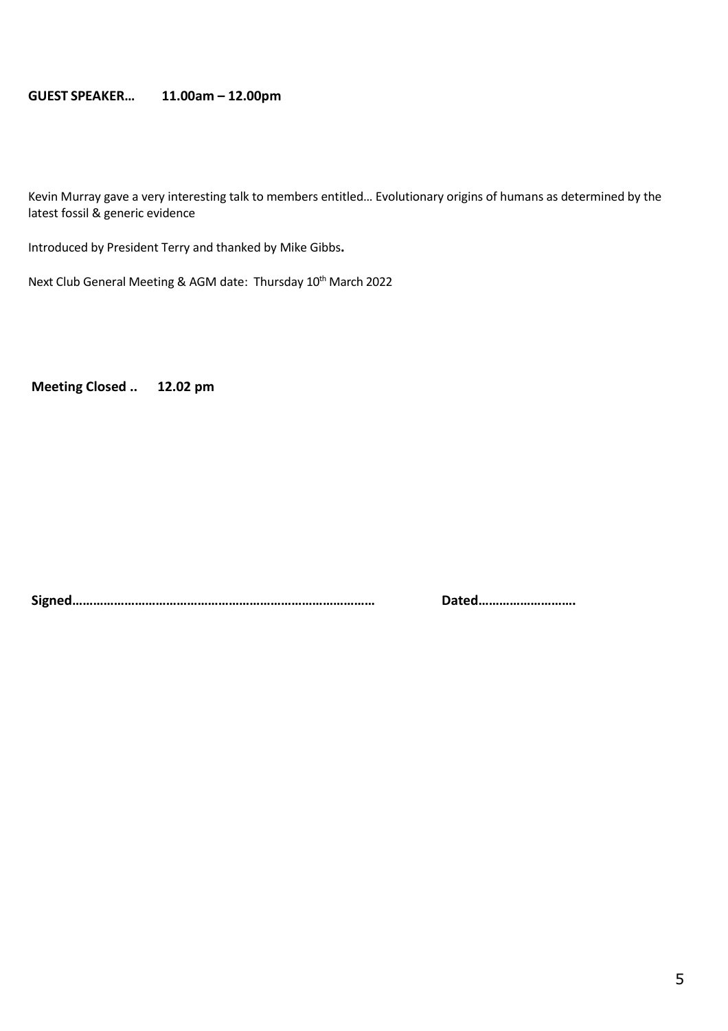**GUEST SPEAKER… 11.00am – 12.00pm**

Kevin Murray gave a very interesting talk to members entitled… Evolutionary origins of humans as determined by the latest fossil & generic evidence

Introduced by President Terry and thanked by Mike Gibbs**.**

Next Club General Meeting & AGM date: Thursday 10th March 2022

**Meeting Closed .. 12.02 pm**

**Signed…………………………………………………………………………… Dated……………………….**